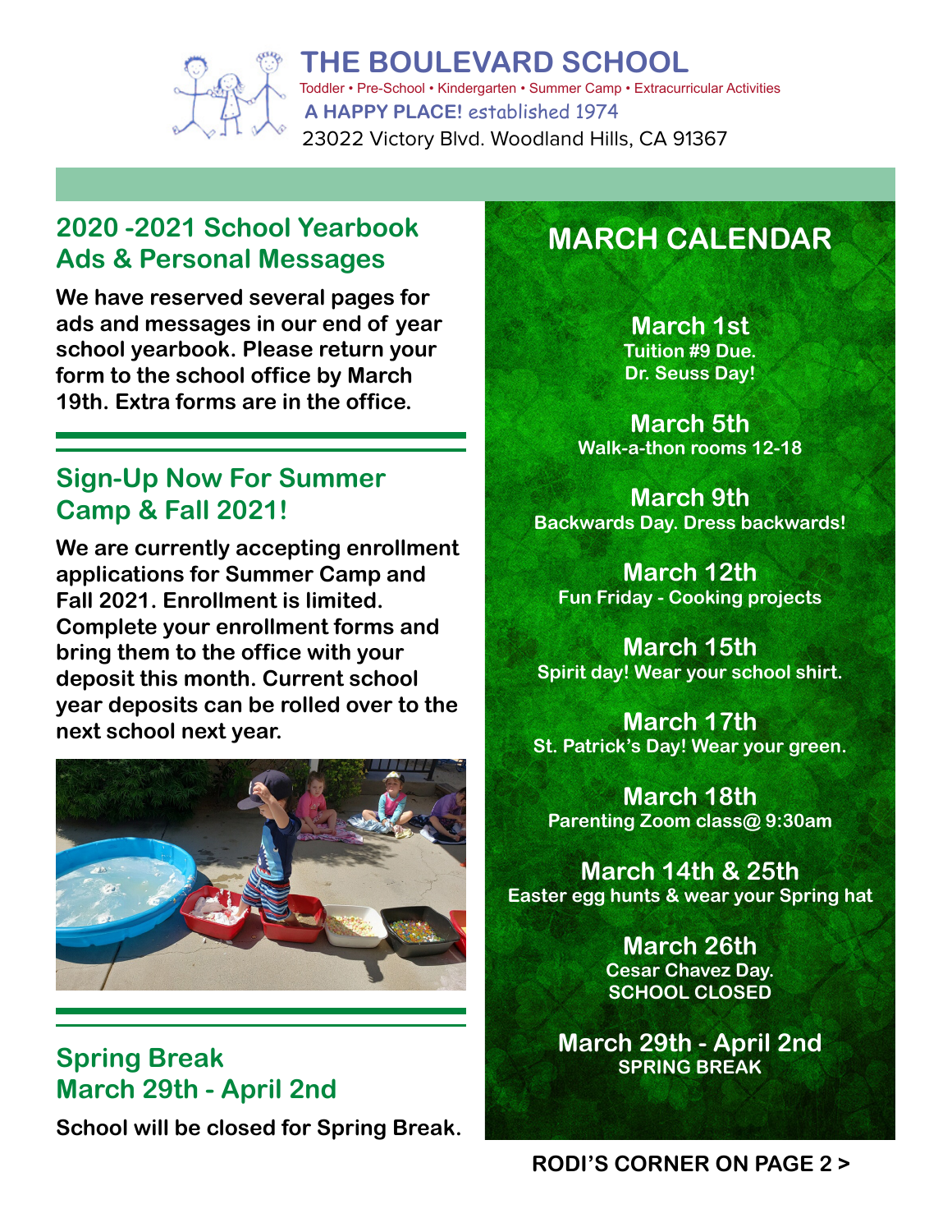# THE BOULEVARD SCHOOL

Toddler • Pre-School • Kindergarten • Summer Camp • Extracurricular Activities

**A HAPPY PLACE!** *established 1974*

23022 Victory Blvd. Woodland Hills, CA 91367

## 2020 -2021 School Yearbook Ads & Personal Messages

**We have reserved several pages for ads and messages in our end of year school yearbook. Please return your form to the school office by March 19th. Extra forms are in the office.**

## Sign-Up Now For Summer Camp & Fall 2021!

**We are currently accepting enrollment applications for Summer Camp and Fall 2021. Enrollment is limited. Complete your enrollment forms and bring them to the office with your deposit this month. Current school year deposits can be rolled over to the next school next year.**

## Spring Break March 29th - April 2nd

**School will be closed for Spring Break.**

## MARCH CALENDAR

**March 1st**
Tuition #9 Due.
Dr. Seuss Day!

**March 5th**
Walk-a-thon rooms 12-18

**March 9th**
Backwards Day. Dress backwards!

**March 12th**
Fun Friday - Cooking projects

**March 15th**
Spirit day! Wear your school shirt.

**March 17th**
St. Patrick's Day! Wear your green.

**March 18th**
Parenting Zoom class@ 9:30am

**March 14th & 25th**
Easter egg hunts & wear your Spring hat

**March 26th**
Cesar Chavez Day.
SCHOOL CLOSED

**March 29th - April 2nd**
SPRING BREAK

**RODI'S CORNER ON PAGE 2 >**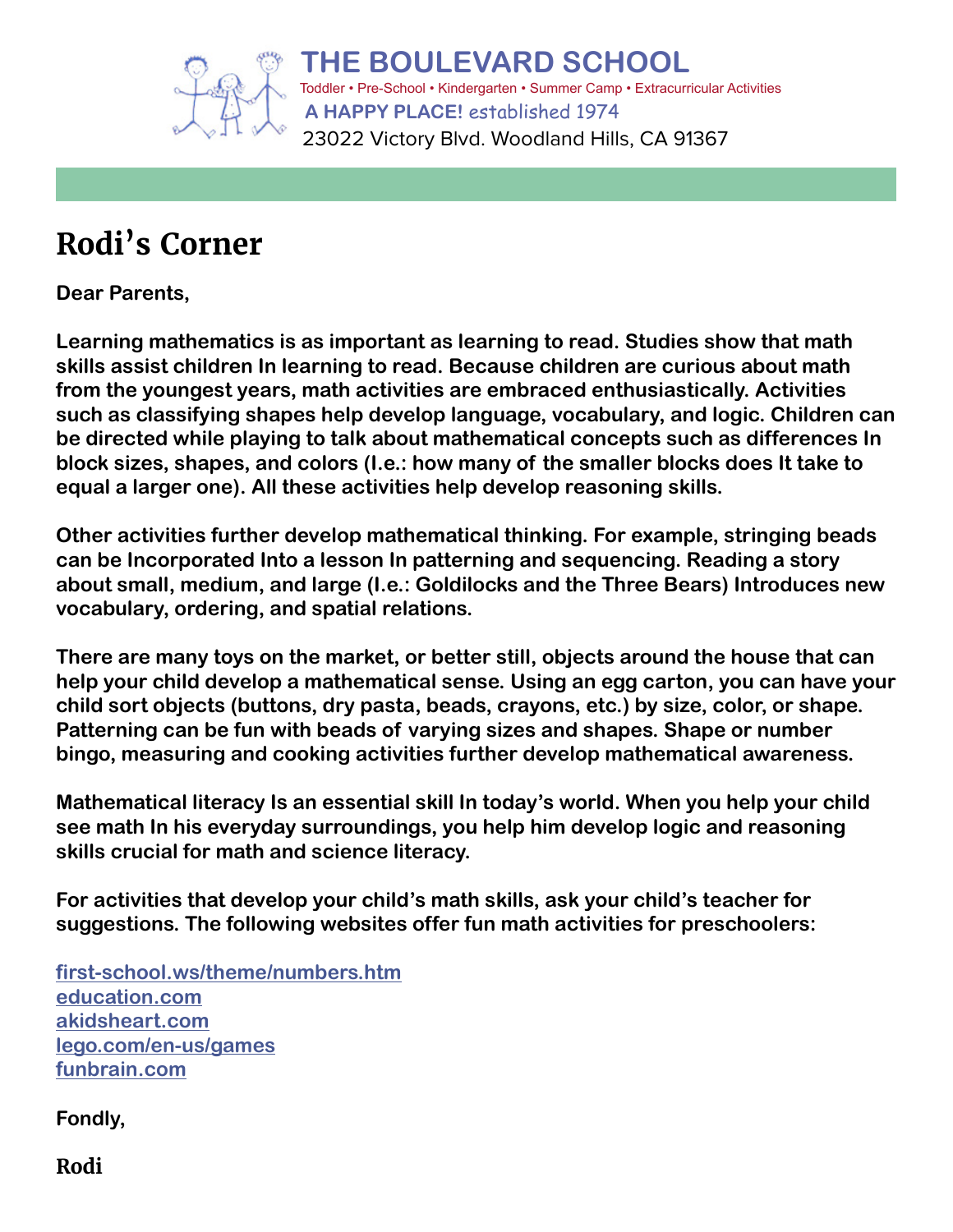**THE BOULEVARD SCHOOL**

Toddler • Pre-School • Kindergarten • Summer Camp • Extracurricular Activities

A HAPPY PLACE! established 1974

23022 Victory Blvd. Woodland Hills, CA 91367

# Rodi's Corner

**Dear Parents,**

**Learning mathematics is as important as learning to read. Studies show that math skills assist children In learning to read. Because children are curious about math from the youngest years, math activities are embraced enthusiastically. Activities such as classifying shapes help develop language, vocabulary, and logic. Children can be directed while playing to talk about mathematical concepts such as differences In block sizes, shapes, and colors (I.e.: how many of the smaller blocks does It take to equal a larger one). All these activities help develop reasoning skills.**

**Other activities further develop mathematical thinking. For example, stringing beads can be Incorporated Into a lesson In patterning and sequencing. Reading a story about small, medium, and large (I.e.: Goldilocks and the Three Bears) Introduces new vocabulary, ordering, and spatial relations.**

**There are many toys on the market, or better still, objects around the house that can help your child develop a mathematical sense. Using an egg carton, you can have your child sort objects (buttons, dry pasta, beads, crayons, etc.) by size, color, or shape. Patterning can be fun with beads of varying sizes and shapes. Shape or number bingo, measuring and cooking activities further develop mathematical awareness.**

**Mathematical literacy Is an essential skill In today's world. When you help your child see math In his everyday surroundings, you help him develop logic and reasoning skills crucial for math and science literacy.**

**For activities that develop your child's math skills, ask your child's teacher for suggestions. The following websites offer fun math activities for preschoolers:**

[first-school.ws/theme/numbers.htm](first-school.ws/theme/numbers.htm)
[education.com](education.com)
[akidsheart.com](akidsheart.com)
[lego.com/en-us/games](lego.com/en-us/games)
[funbrain.com](funbrain.com)

**Fondly,**

**Rodi**